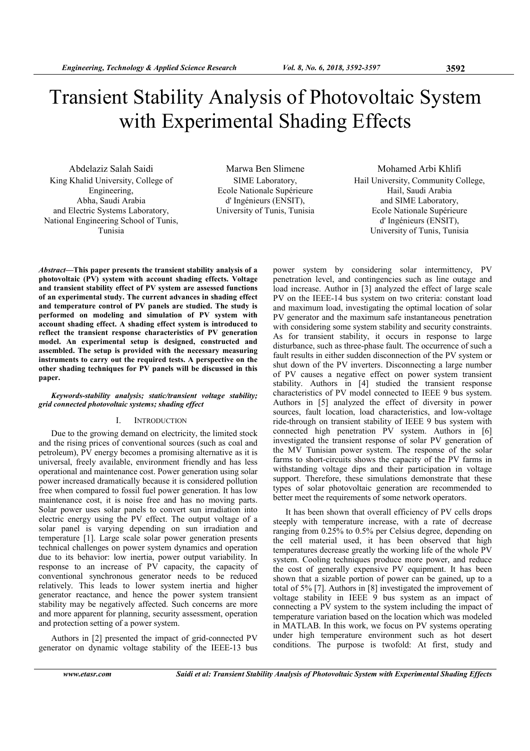# Transient Stability Analysis of Photovoltaic System with Experimental Shading Effects

Abdelaziz Salah Saidi
King Khalid University, College of Engineering,
Abha, Saudi Arabia
and Electric Systems Laboratory,
National Engineering School of Tunis,
Tunisia

Marwa Ben Slimene
SIME Laboratory,
Ecole Nationale Supérieure d' Ingénieurs (ENSIT),
University of Tunis, Tunisia

Mohamed Arbi Khlifi
Hail University, Community College,
Hail, Saudi Arabia
and SIME Laboratory,
Ecole Nationale Supérieure d' Ingénieurs (ENSIT),
University of Tunis, Tunisia

***Abstract*—This paper presents the transient stability analysis of a photovoltaic (PV) system with account shading effects. Voltage and transient stability effect of PV system are assessed functions of an experimental study. The current advances in shading effect and temperature control of PV panels are studied. The study is performed on modeling and simulation of PV system with account shading effect. A shading effect system is introduced to reflect the transient response characteristics of PV generation model. An experimental setup is designed, constructed and assembled. The setup is provided with the necessary measuring instruments to carry out the required tests. A perspective on the other shading techniques for PV panels will be discussed in this paper.**

***Keywords-stability analysis; static/transient voltage stability; grid connected photovoltaic systems; shading effect***

## I. Introduction

Due to the growing demand on electricity, the limited stock and the rising prices of conventional sources (such as coal and petroleum), PV energy becomes a promising alternative as it is universal, freely available, environment friendly and has less operational and maintenance cost. Power generation using solar power increased dramatically because it is considered pollution free when compared to fossil fuel power generation. It has low maintenance cost, it is noise free and has no moving parts. Solar power uses solar panels to convert sun irradiation into electric energy using the PV effect. The output voltage of a solar panel is varying depending on sun irradiation and temperature [1]. Large scale solar power generation presents technical challenges on power system dynamics and operation due to its behavior: low inertia, power output variability. In response to an increase of PV capacity, the capacity of conventional synchronous generator needs to be reduced relatively. This leads to lower system inertia and higher generator reactance, and hence the power system transient stability may be negatively affected. Such concerns are more and more apparent for planning, security assessment, operation and protection setting of a power system.

Authors in [2] presented the impact of grid-connected PV generator on dynamic voltage stability of the IEEE-13 bus power system by considering solar intermittency, PV penetration level, and contingencies such as line outage and load increase. Author in [3] analyzed the effect of large scale PV on the IEEE-14 bus system on two criteria: constant load and maximum load, investigating the optimal location of solar PV generator and the maximum safe instantaneous penetration with considering some system stability and security constraints. As for transient stability, it occurs in response to large disturbance, such as three-phase fault. The occurrence of such a fault results in either sudden disconnection of the PV system or shut down of the PV inverters. Disconnecting a large number of PV causes a negative effect on power system transient stability. Authors in [4] studied the transient response characteristics of PV model connected to IEEE 9 bus system. Authors in [5] analyzed the effect of diversity in power sources, fault location, load characteristics, and low-voltage ride-through on transient stability of IEEE 9 bus system with connected high penetration PV system. Authors in [6] investigated the transient response of solar PV generation of the MV Tunisian power system. The response of the solar farms to short-circuits shows the capacity of the PV farms in withstanding voltage dips and their participation in voltage support. Therefore, these simulations demonstrate that these types of solar photovoltaic generation are recommended to better meet the requirements of some network operators.

It has been shown that overall efficiency of PV cells drops steeply with temperature increase, with a rate of decrease ranging from 0.25% to 0.5% per Celsius degree, depending on the cell material used, it has been observed that high temperatures decrease greatly the working life of the whole PV system. Cooling techniques produce more power, and reduce the cost of generally expensive PV equipment. It has been shown that a sizable portion of power can be gained, up to a total of 5% [7]. Authors in [8] investigated the improvement of voltage stability in IEEE 9 bus system as an impact of connecting a PV system to the system including the impact of temperature variation based on the location which was modeled in MATLAB. In this work, we focus on PV systems operating under high temperature environment such as hot desert conditions. The purpose is twofold: At first, study and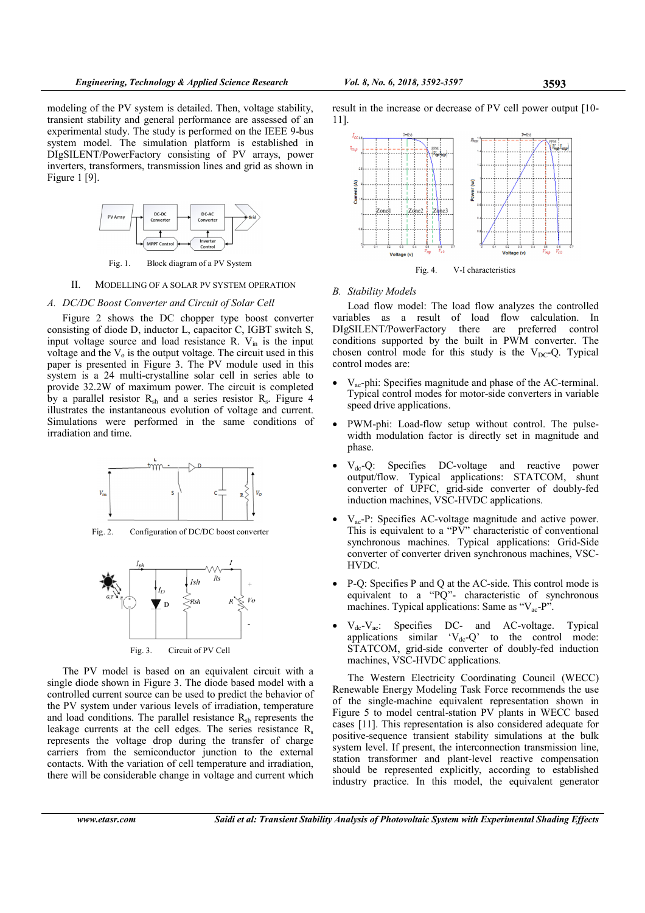modeling of the PV system is detailed. Then, voltage stability, transient stability and general performance are assessed of an experimental study. The study is performed on the IEEE 9-bus system model. The simulation platform is established in DIgSILENT/PowerFactory consisting of PV arrays, power inverters, transformers, transmission lines and grid as shown in Figure 1 [9].

Fig. 1. Block diagram of a PV System

## II. Modelling of a Solar PV System Operation

### A. DC/DC Boost Converter and Circuit of Solar Cell

Figure 2 shows the DC chopper type boost converter consisting of diode D, inductor L, capacitor C, IGBT switch S, input voltage source and load resistance R. $V_{in}$ is the input voltage and the $V_o$ is the output voltage. The circuit used in this paper is presented in Figure 3. The PV module used in this system is a 24 multi-crystalline solar cell in series able to provide 32.2W of maximum power. The circuit is completed by a parallel resistor $R_{sh}$ and a series resistor $R_s$. Figure 4 illustrates the instantaneous evolution of voltage and current. Simulations were performed in the same conditions of irradiation and time.

Fig. 2. Configuration of DC/DC boost converter

Fig. 3. Circuit of PV Cell

The PV model is based on an equivalent circuit with a single diode shown in Figure 3. The diode based model with a controlled current source can be used to predict the behavior of the PV system under various levels of irradiation, temperature and load conditions. The parallel resistance $R_{sh}$ represents the leakage currents at the cell edges. The series resistance $R_s$ represents the voltage drop during the transfer of charge carriers from the semiconductor junction to the external contacts. With the variation of cell temperature and irradiation, there will be considerable change in voltage and current which result in the increase or decrease of PV cell power output [10-11].

Fig. 4. V-I characteristics

### B. Stability Models

Load flow model: The load flow analyzes the controlled variables as a result of load flow calculation. In DIgSILENT/PowerFactory there are preferred control conditions supported by the built in PWM converter. The chosen control mode for this study is the $V_{DC}$-Q. Typical control modes are:

- $V_{ac}$-phi: Specifies magnitude and phase of the AC-terminal. Typical control modes for motor-side converters in variable speed drive applications.
- PWM-phi: Load-flow setup without control. The pulse-width modulation factor is directly set in magnitude and phase.
- $V_{dc}$-Q: Specifies DC-voltage and reactive power output/flow. Typical applications: STATCOM, shunt converter of UPFC, grid-side converter of doubly-fed induction machines, VSC-HVDC applications.
- $V_{ac}$-P: Specifies AC-voltage magnitude and active power. This is equivalent to a "PV" characteristic of conventional synchronous machines. Typical applications: Grid-Side converter of converter driven synchronous machines, VSC-HVDC.
- P-Q: Specifies P and Q at the AC-side. This control mode is equivalent to a "PQ"- characteristic of synchronous machines. Typical applications: Same as "$V_{ac}$-P".
- $V_{dc}$-$V_{ac}$: Specifies DC- and AC-voltage. Typical applications similar '$V_{dc}$-Q' to the control mode: STATCOM, grid-side converter of doubly-fed induction machines, VSC-HVDC applications.

The Western Electricity Coordinating Council (WECC) Renewable Energy Modeling Task Force recommends the use of the single-machine equivalent representation shown in Figure 5 to model central-station PV plants in WECC based cases [11]. This representation is also considered adequate for positive-sequence transient stability simulations at the bulk system level. If present, the interconnection transmission line, station transformer and plant-level reactive compensation should be represented explicitly, according to established industry practice. In this model, the equivalent generator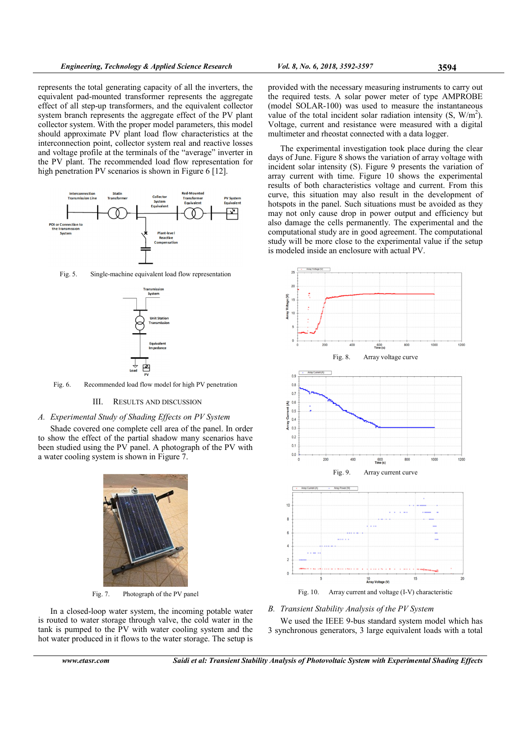represents the total generating capacity of all the inverters, the equivalent pad-mounted transformer represents the aggregate effect of all step-up transformers, and the equivalent collector system branch represents the aggregate effect of the PV plant collector system. With the proper model parameters, this model should approximate PV plant load flow characteristics at the interconnection point, collector system real and reactive losses and voltage profile at the terminals of the "average" inverter in the PV plant. The recommended load flow representation for high penetration PV scenarios is shown in Figure 6 [12].

Fig. 5. Single-machine equivalent load flow representation

Fig. 6. Recommended load flow model for high PV penetration

## III. RESULTS AND DISCUSSION

### *A. Experimental Study of Shading Effects on PV System*

Shade covered one complete cell area of the panel. In order to show the effect of the partial shadow many scenarios have been studied using the PV panel. A photograph of the PV with a water cooling system is shown in Figure 7.

Fig. 7. Photograph of the PV panel

In a closed-loop water system, the incoming potable water is routed to water storage through valve, the cold water in the tank is pumped to the PV with water cooling system and the hot water produced in it flows to the water storage. The setup is provided with the necessary measuring instruments to carry out the required tests. A solar power meter of type AMPROBE (model SOLAR-100) was used to measure the instantaneous value of the total incident solar radiation intensity (S, W/m$^2$). Voltage, current and resistance were measured with a digital multimeter and rheostat connected with a data logger.

The experimental investigation took place during the clear days of June. Figure 8 shows the variation of array voltage with incident solar intensity (S). Figure 9 presents the variation of array current with time. Figure 10 shows the experimental results of both characteristics voltage and current. From this curve, this situation may also result in the development of hotspots in the panel. Such situations must be avoided as they may not only cause drop in power output and efficiency but also damage the cells permanently. The experimental and the computational study are in good agreement. The computational study will be more close to the experimental value if the setup is modeled inside an enclosure with actual PV.

Fig. 8. Array voltage curve

Fig. 9. Array current curve

Fig. 10. Array current and voltage (I-V) characteristic

### *B. Transient Stability Analysis of the PV System*

We used the IEEE 9-bus standard system model which has 3 synchronous generators, 3 large equivalent loads with a total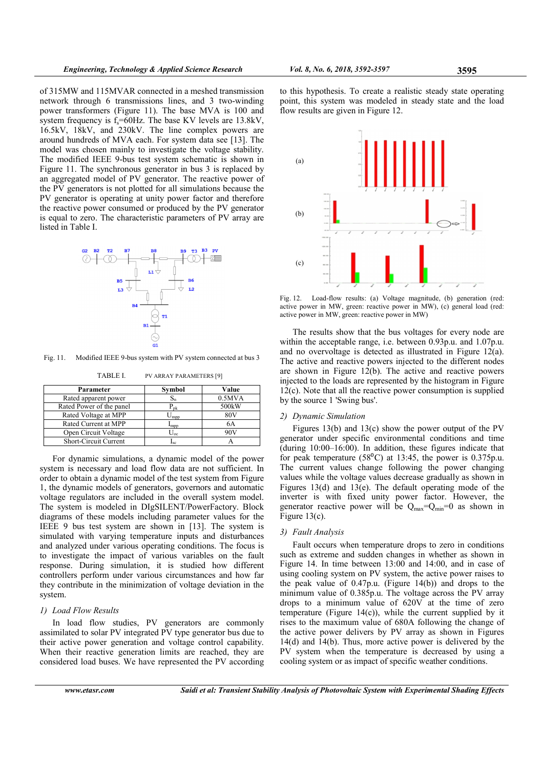of 315MW and 115MVAR connected in a meshed transmission network through 6 transmissions lines, and 3 two-winding power transformers (Figure 11). The base MVA is 100 and system frequency is $f_s$=60Hz. The base KV levels are 13.8kV, 16.5kV, 18kV, and 230kV. The line complex powers are around hundreds of MVA each. For system data see [13]. The model was chosen mainly to investigate the voltage stability. The modified IEEE 9-bus test system schematic is shown in Figure 11. The synchronous generator in bus 3 is replaced by an aggregated model of PV generator. The reactive power of the PV generators is not plotted for all simulations because the PV generator is operating at unity power factor and therefore the reactive power consumed or produced by the PV generator is equal to zero. The characteristic parameters of PV array are listed in Table I.

Fig. 11. Modified IEEE 9-bus system with PV system connected at bus 3

TABLE I. PV ARRAY PARAMETERS [9]

| Parameter | Symbol | Value |
|---|---|---|
| Rated apparent power | $S_n$ | 0.5MVA |
| Rated Power of the panel | $P_{pk}$ | 500kW |
| Rated Voltage at MPP | $U_{mpp}$ | 80V |
| Rated Current at MPP | $I_{mpp}$ | 6A |
| Open Circuit Voltage | $U_{oc}$ | 90V |
| Short-Circuit Current | $I_{sc}$ | A |

For dynamic simulations, a dynamic model of the power system is necessary and load flow data are not sufficient. In order to obtain a dynamic model of the test system from Figure 1, the dynamic models of generators, governors and automatic voltage regulators are included in the overall system model. The system is modeled in DIgSILENT/PowerFactory. Block diagrams of these models including parameter values for the IEEE 9 bus test system are shown in [13]. The system is simulated with varying temperature inputs and disturbances and analyzed under various operating conditions. The focus is to investigate the impact of various variables on the fault response. During simulation, it is studied how different controllers perform under various circumstances and how far they contribute in the minimization of voltage deviation in the system.

### 1) Load Flow Results

In load flow studies, PV generators are commonly assimilated to solar PV integrated PV type generator bus due to their active power generation and voltage control capability. When their reactive generation limits are reached, they are considered load buses. We have represented the PV according to this hypothesis. To create a realistic steady state operating point, this system was modeled in steady state and the load flow results are given in Figure 12.

Fig. 12. Load-flow results: (a) Voltage magnitude, (b) generation (red: active power in MW, green: reactive power in MW), (c) general load (red: active power in MW, green: reactive power in MW)

The results show that the bus voltages for every node are within the acceptable range, i.e. between 0.93p.u. and 1.07p.u. and no overvoltage is detected as illustrated in Figure 12(a). The active and reactive powers injected to the different nodes are shown in Figure 12(b). The active and reactive powers injected to the loads are represented by the histogram in Figure 12(c). Note that all the reactive power consumption is supplied by the source 1 'Swing bus'.

### 2) Dynamic Simulation

Figures 13(b) and 13(c) show the power output of the PV generator under specific environmental conditions and time (during 10:00–16:00). In addition, these figures indicate that for peak temperature (58°C) at 13:45, the power is 0.375p.u. The current values change following the power changing values while the voltage values decrease gradually as shown in Figures 13(d) and 13(e). The default operating mode of the inverter is with fixed unity power factor. However, the generator reactive power will be $Q_{max}$=$Q_{min}$=0 as shown in Figure 13(c).

### 3) Fault Analysis

Fault occurs when temperature drops to zero in conditions such as extreme and sudden changes in whether as shown in Figure 14. In time between 13:00 and 14:00, and in case of using cooling system on PV system, the active power raises to the peak value of 0.47p.u. (Figure 14(b)) and drops to the minimum value of 0.385p.u. The voltage across the PV array drops to a minimum value of 620V at the time of zero temperature (Figure 14(c)), while the current supplied by it rises to the maximum value of 680A following the change of the active power delivers by PV array as shown in Figures 14(d) and 14(b). Thus, more active power is delivered by the PV system when the temperature is decreased by using a cooling system or as impact of specific weather conditions.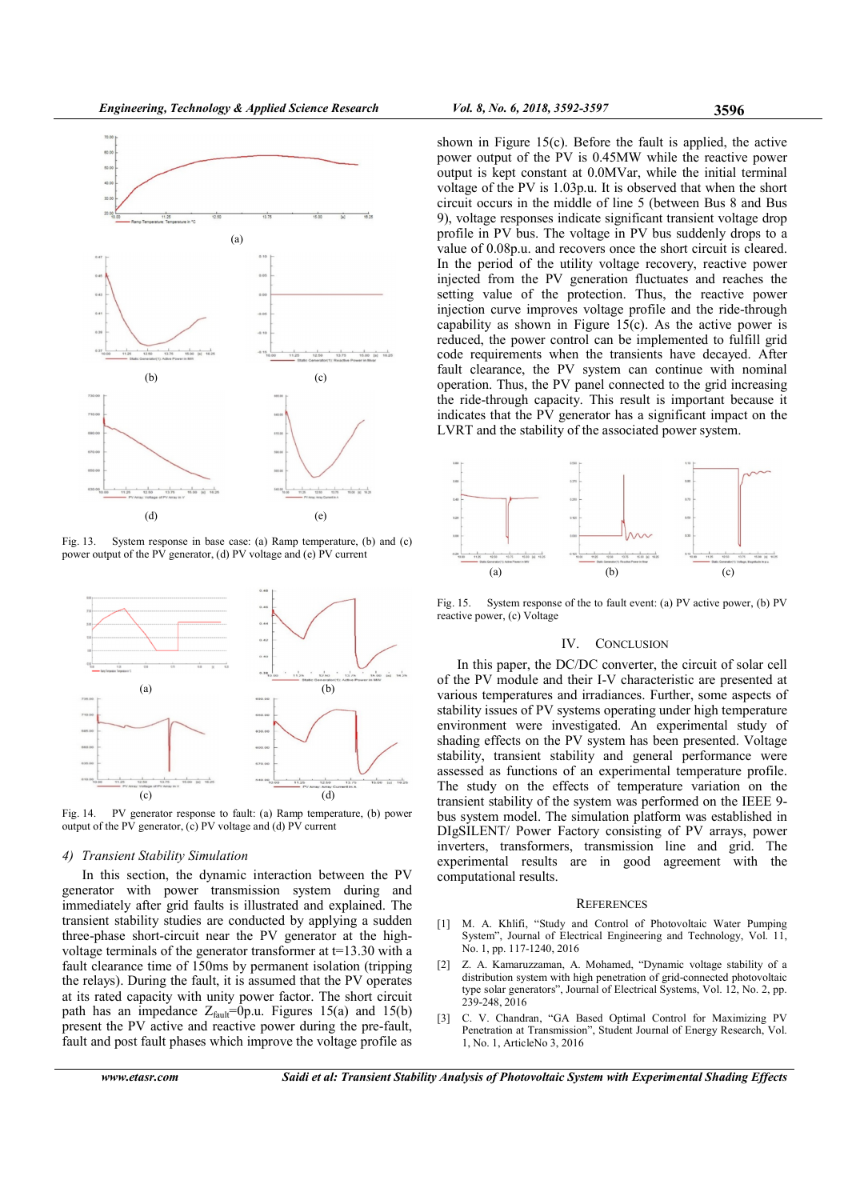Fig. 13. System response in base case: (a) Ramp temperature, (b) and (c) power output of the PV generator, (d) PV voltage and (e) PV current

Fig. 14. PV generator response to fault: (a) Ramp temperature, (b) power output of the PV generator, (c) PV voltage and (d) PV current

#### 4) Transient Stability Simulation

In this section, the dynamic interaction between the PV generator with power transmission system during and immediately after grid faults is illustrated and explained. The transient stability studies are conducted by applying a sudden three-phase short-circuit near the PV generator at the high-voltage terminals of the generator transformer at t=13.30 with a fault clearance time of 150ms by permanent isolation (tripping the relays). During the fault, it is assumed that the PV operates at its rated capacity with unity power factor. The short circuit path has an impedance $Z_{fault}$=0p.u. Figures 15(a) and 15(b) present the PV active and reactive power during the pre-fault, fault and post fault phases which improve the voltage profile as shown in Figure 15(c). Before the fault is applied, the active power output of the PV is 0.45MW while the reactive power output is kept constant at 0.0MVar, while the initial terminal voltage of the PV is 1.03p.u. It is observed that when the short circuit occurs in the middle of line 5 (between Bus 8 and Bus 9), voltage responses indicate significant transient voltage drop profile in PV bus. The voltage in PV bus suddenly drops to a value of 0.08p.u. and recovers once the short circuit is cleared. In the period of the utility voltage recovery, reactive power injected from the PV generation fluctuates and reaches the setting value of the protection. Thus, the reactive power injection curve improves voltage profile and the ride-through capability as shown in Figure 15(c). As the active power is reduced, the power control can be implemented to fulfill grid code requirements when the transients have decayed. After fault clearance, the PV system can continue with nominal operation. Thus, the PV panel connected to the grid increasing the ride-through capacity. This result is important because it indicates that the PV generator has a significant impact on the LVRT and the stability of the associated power system.

Fig. 15. System response of the to fault event: (a) PV active power, (b) PV reactive power, (c) Voltage

## IV. Conclusion

In this paper, the DC/DC converter, the circuit of solar cell of the PV module and their I-V characteristic are presented at various temperatures and irradiances. Further, some aspects of stability issues of PV systems operating under high temperature environment were investigated. An experimental study of shading effects on the PV system has been presented. Voltage stability, transient stability and general performance were assessed as functions of an experimental temperature profile. The study on the effects of temperature variation on the transient stability of the system was performed on the IEEE 9-bus system model. The simulation platform was established in DIgSILENT/ Power Factory consisting of PV arrays, power inverters, transformers, transmission line and grid. The experimental results are in good agreement with the computational results.

## References

[1] M. A. Khlifi, "Study and Control of Photovoltaic Water Pumping System", Journal of Electrical Engineering and Technology, Vol. 11, No. 1, pp. 117-1240, 2016

[2] Z. A. Kamaruzzaman, A. Mohamed, "Dynamic voltage stability of a distribution system with high penetration of grid-connected photovoltaic type solar generators", Journal of Electrical Systems, Vol. 12, No. 2, pp. 239-248, 2016

[3] C. V. Chandran, "GA Based Optimal Control for Maximizing PV Penetration at Transmission", Student Journal of Energy Research, Vol. 1, No. 1, ArticleNo 3, 2016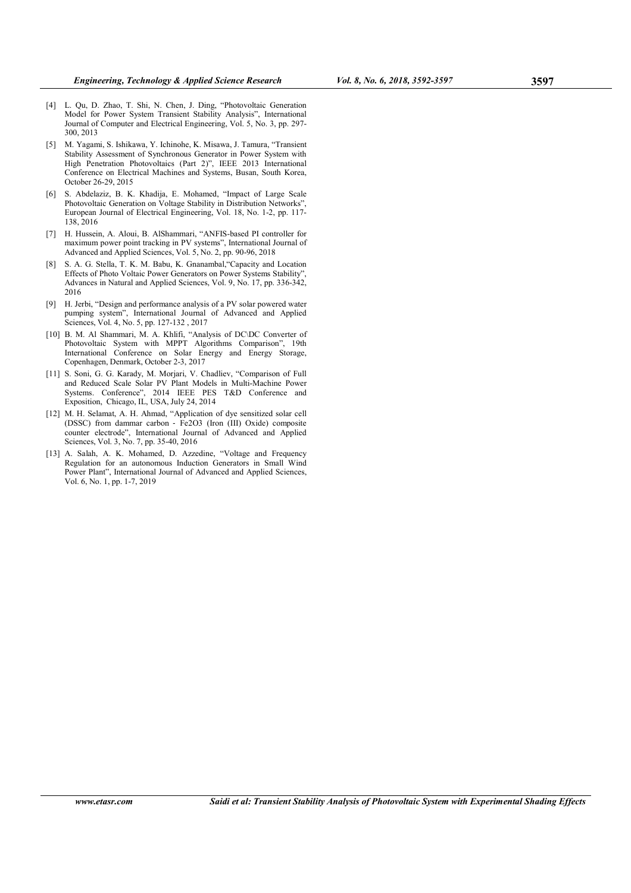[4] L. Qu, D. Zhao, T. Shi, N. Chen, J. Ding, "Photovoltaic Generation Model for Power System Transient Stability Analysis", International Journal of Computer and Electrical Engineering, Vol. 5, No. 3, pp. 297-300, 2013

[5] M. Yagami, S. Ishikawa, Y. Ichinohe, K. Misawa, J. Tamura, "Transient Stability Assessment of Synchronous Generator in Power System with High Penetration Photovoltaics (Part 2)", IEEE 2013 International Conference on Electrical Machines and Systems, Busan, South Korea, October 26-29, 2015

[6] S. Abdelaziz, B. K. Khadija, E. Mohamed, "Impact of Large Scale Photovoltaic Generation on Voltage Stability in Distribution Networks", European Journal of Electrical Engineering, Vol. 18, No. 1-2, pp. 117-138, 2016

[7] H. Hussein, A. Aloui, B. AlShammari, "ANFIS-based PI controller for maximum power point tracking in PV systems", International Journal of Advanced and Applied Sciences, Vol. 5, No. 2, pp. 90-96, 2018

[8] S. A. G. Stella, T. K. M. Babu, K. Gnanambal,"Capacity and Location Effects of Photo Voltaic Power Generators on Power Systems Stability", Advances in Natural and Applied Sciences, Vol. 9, No. 17, pp. 336-342, 2016

[9] H. Jerbi, "Design and performance analysis of a PV solar powered water pumping system", International Journal of Advanced and Applied Sciences, Vol. 4, No. 5, pp. 127-132 , 2017

[10] B. M. Al Shammari, M. A. Khlifi, "Analysis of DC\DC Converter of Photovoltaic System with MPPT Algorithms Comparison", 19th International Conference on Solar Energy and Energy Storage, Copenhagen, Denmark, October 2-3, 2017

[11] S. Soni, G. G. Karady, M. Morjari, V. Chadliev, "Comparison of Full and Reduced Scale Solar PV Plant Models in Multi-Machine Power Systems. Conference", 2014 IEEE PES T&D Conference and Exposition, Chicago, IL, USA, July 24, 2014

[12] M. H. Selamat, A. H. Ahmad, "Application of dye sensitized solar cell (DSSC) from dammar carbon - Fe2O3 (Iron (III) Oxide) composite counter electrode", International Journal of Advanced and Applied Sciences, Vol. 3, No. 7, pp. 35-40, 2016

[13] A. Salah, A. K. Mohamed, D. Azzedine, "Voltage and Frequency Regulation for an autonomous Induction Generators in Small Wind Power Plant", International Journal of Advanced and Applied Sciences, Vol. 6, No. 1, pp. 1-7, 2019